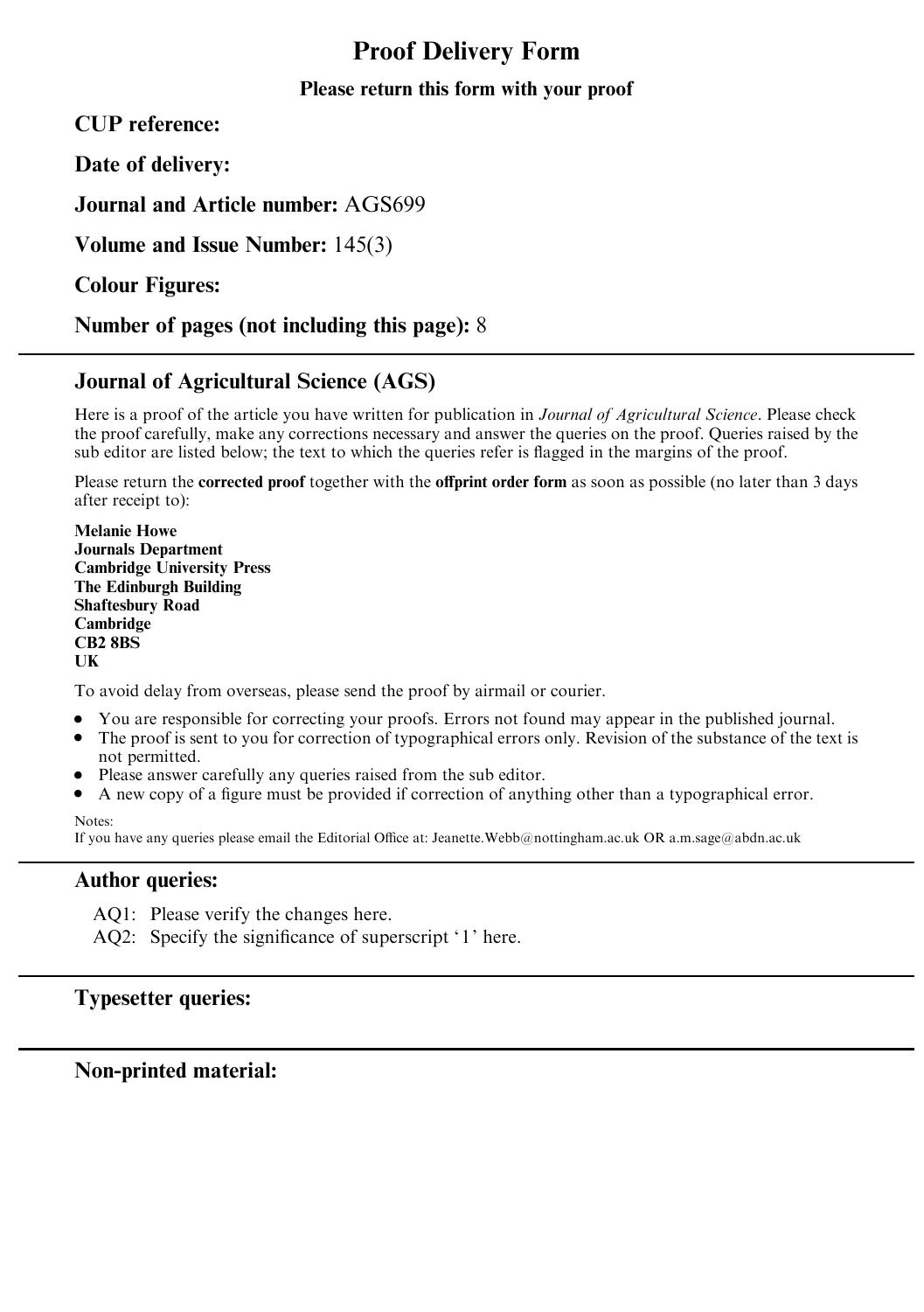# Proof Delivery Form

**Please return this form with your proof**

**CUP reference:**

**Date of delivery:**

**Journal and Article number:** AGS699

**Volume and Issue Number:** 145(3)

**Colour Figures:**

**Number of pages (not including this page):** 8

---

## Journal of Agricultural Science (AGS)

Here is a proof of the article you have written for publication in *Journal of Agricultural Science*. Please check the proof carefully, make any corrections necessary and answer the queries on the proof. Queries raised by the sub editor are listed below; the text to which the queries refer is flagged in the margins of the proof.

Please return the **corrected proof** together with the **offprint order form** as soon as possible (no later than 3 days after receipt to):

**Melanie Howe**
**Journals Department**
**Cambridge University Press**
**The Edinburgh Building**
**Shaftesbury Road**
**Cambridge**
**CB2 8BS**
**UK**

To avoid delay from overseas, please send the proof by airmail or courier.

- You are responsible for correcting your proofs. Errors not found may appear in the published journal.
- The proof is sent to you for correction of typographical errors only. Revision of the substance of the text is not permitted.
- Please answer carefully any queries raised from the sub editor.
- A new copy of a figure must be provided if correction of anything other than a typographical error.

Notes:
If you have any queries please email the Editorial Office at: Jeanette.Webb@nottingham.ac.uk OR a.m.sage@abdn.ac.uk

---

## Author queries:

AQ1: Please verify the changes here.
AQ2: Specify the significance of superscript '1' here.

---

## Typesetter queries:

---

## Non-printed material: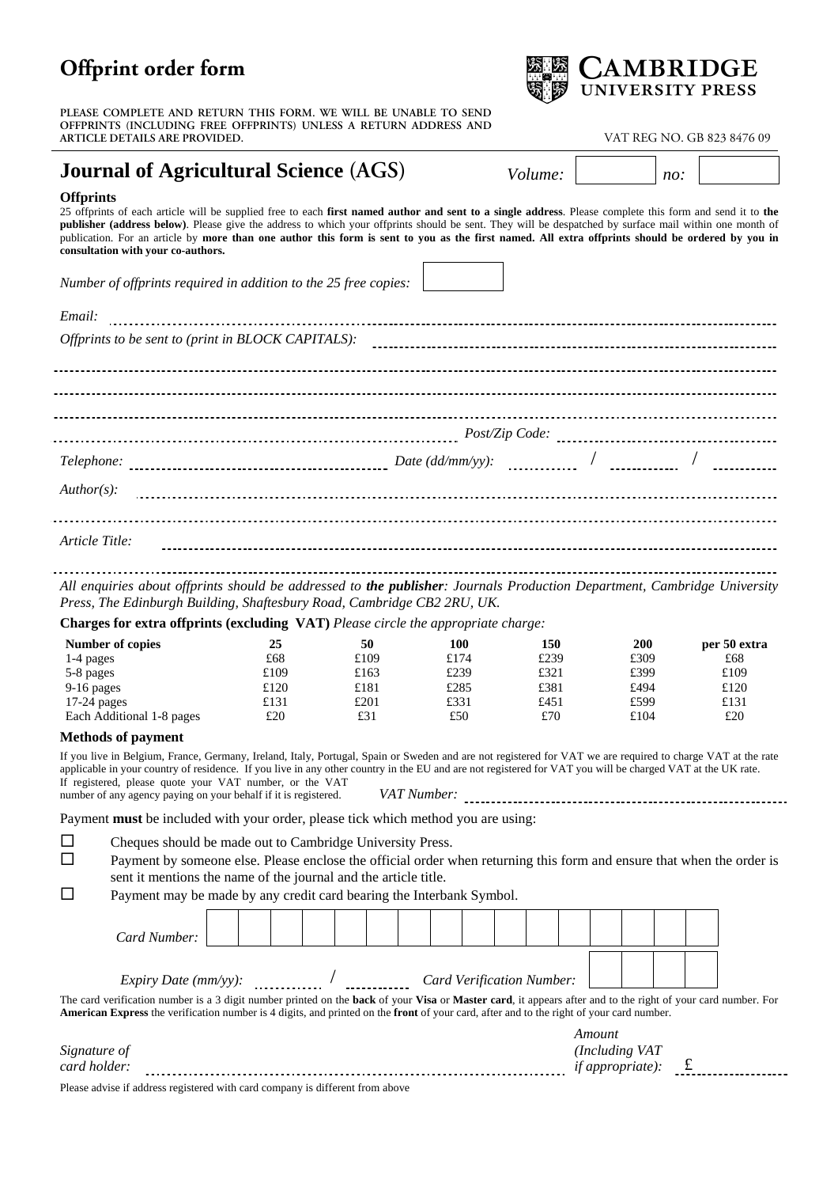# Offprint order form

CAMBRIDGE UNIVERSITY PRESS

PLEASE COMPLETE AND RETURN THIS FORM. WE WILL BE UNABLE TO SEND OFFPRINTS (INCLUDING FREE OFFPRINTS) UNLESS A RETURN ADDRESS AND ARTICLE DETAILS ARE PROVIDED.

VAT REG NO. GB 823 8476 09

## Journal of Agricultural Science (AGS)

*Volume:* ______ *no:* ______

### Offprints

25 offprints of each article will be supplied free to each **first named author and sent to a single address**. Please complete this form and send it to **the publisher (address below)**. Please give the address to which your offprints should be sent. They will be despatched by surface mail within one month of publication. For an article by **more than one author this form is sent to you as the first named. All extra offprints should be ordered by you in consultation with your co-authors.**

*Number of offprints required in addition to the 25 free copies:* ______

*Email:* ______

*Offprints to be sent to (print in BLOCK CAPITALS):* ______

______

______

______

______ *Post/Zip Code:* ______

*Telephone:* ______ *Date (dd/mm/yy):* ____ / ____ / ____

*Author(s):* ______

______

*Article Title:* ______

______

*All enquiries about offprints should be addressed to **the publisher**: Journals Production Department, Cambridge University Press, The Edinburgh Building, Shaftesbury Road, Cambridge CB2 2RU, UK.*

**Charges for extra offprints (excluding VAT)** *Please circle the appropriate charge:*

| Number of copies | 25 | 50 | 100 | 150 | 200 | per 50 extra |
|---|---|---|---|---|---|---|
| 1-4 pages | £68 | £109 | £174 | £239 | £309 | £68 |
| 5-8 pages | £109 | £163 | £239 | £321 | £399 | £109 |
| 9-16 pages | £120 | £181 | £285 | £381 | £494 | £120 |
| 17-24 pages | £131 | £201 | £331 | £451 | £599 | £131 |
| Each Additional 1-8 pages | £20 | £31 | £50 | £70 | £104 | £20 |

### Methods of payment

If you live in Belgium, France, Germany, Ireland, Italy, Portugal, Spain or Sweden and are not registered for VAT we are required to charge VAT at the rate applicable in your country of residence. If you live in any other country in the EU and are not registered for VAT you will be charged VAT at the UK rate. If registered, please quote your VAT number, or the VAT number of any agency paying on your behalf if it is registered. *VAT Number:* ______

Payment **must** be included with your order, please tick which method you are using:

- ☐ Cheques should be made out to Cambridge University Press.
- ☐ Payment by someone else. Please enclose the official order when returning this form and ensure that when the order is sent it mentions the name of the journal and the article title.
- ☐ Payment may be made by any credit card bearing the Interbank Symbol.

*Card Number:* ______

*Expiry Date (mm/yy):* ____ / ____ *Card Verification Number:* ______

The card verification number is a 3 digit number printed on the **back** of your **Visa** or **Master card**, it appears after and to the right of your card number. For **American Express** the verification number is 4 digits, and printed on the **front** of your card, after and to the right of your card number.

*Signature of card holder:* ______ *Amount (Including VAT if appropriate):* £ ______

Please advise if address registered with card company is different from above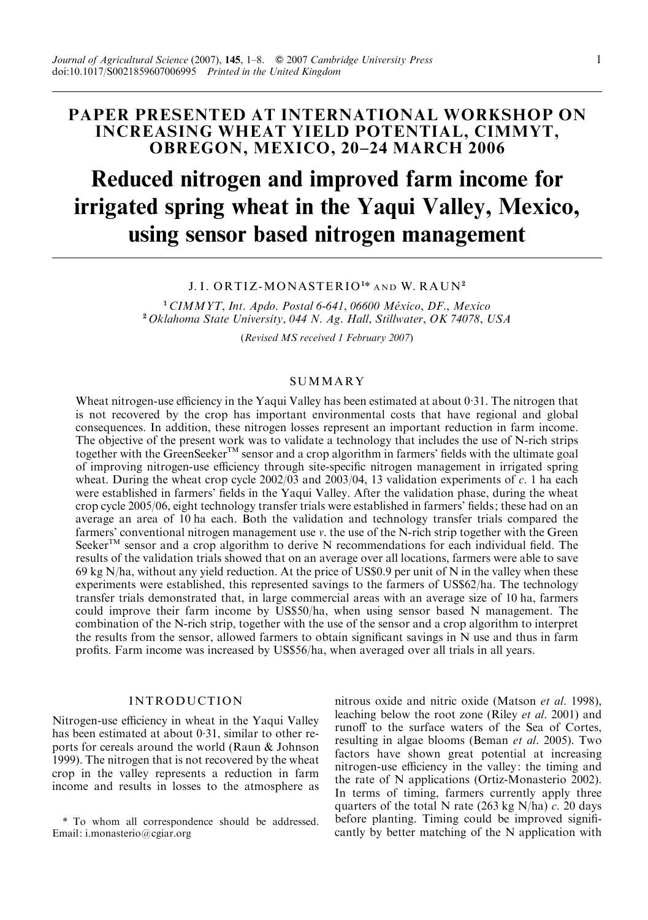## PAPER PRESENTED AT INTERNATIONAL WORKSHOP ON INCREASING WHEAT YIELD POTENTIAL, CIMMYT, OBREGON, MEXICO, 20–24 MARCH 2006

# Reduced nitrogen and improved farm income for irrigated spring wheat in the Yaqui Valley, Mexico, using sensor based nitrogen management

J. I. ORTIZ-MONASTERIO[1]* AND W. RAUN[2]

[1] *CIMMYT, Int. Apdo. Postal 6-641, 06600 México, DF., Mexico*
[2] *Oklahoma State University, 044 N. Ag. Hall, Stillwater, OK 74078, USA*

(*Revised MS received 1 February 2007*)

## SUMMARY

Wheat nitrogen-use efficiency in the Yaqui Valley has been estimated at about 0·31. The nitrogen that is not recovered by the crop has important environmental costs that have regional and global consequences. In addition, these nitrogen losses represent an important reduction in farm income. The objective of the present work was to validate a technology that includes the use of N-rich strips together with the GreenSeeker™ sensor and a crop algorithm in farmers' fields with the ultimate goal of improving nitrogen-use efficiency through site-specific nitrogen management in irrigated spring wheat. During the wheat crop cycle 2002/03 and 2003/04, 13 validation experiments of *c*. 1 ha each were established in farmers' fields in the Yaqui Valley. After the validation phase, during the wheat crop cycle 2005/06, eight technology transfer trials were established in farmers' fields; these had on an average an area of 10 ha each. Both the validation and technology transfer trials compared the farmers' conventional nitrogen management *v*. the use of the N-rich strip together with the Green Seeker™ sensor and a crop algorithm to derive N recommendations for each individual field. The results of the validation trials showed that on an average over all locations, farmers were able to save 69 kg N/ha, without any yield reduction. At the price of US$0.9 per unit of N in the valley when these experiments were established, this represented savings to the farmers of US$62/ha. The technology transfer trials demonstrated that, in large commercial areas with an average size of 10 ha, farmers could improve their farm income by US$50/ha, when using sensor based N management. The combination of the N-rich strip, together with the use of the sensor and a crop algorithm to interpret the results from the sensor, allowed farmers to obtain significant savings in N use and thus in farm profits. Farm income was increased by US$56/ha, when averaged over all trials in all years.

## INTRODUCTION

Nitrogen-use efficiency in wheat in the Yaqui Valley has been estimated at about 0·31, similar to other reports for cereals around the world (Raun & Johnson 1999). The nitrogen that is not recovered by the wheat crop in the valley represents a reduction in farm income and results in losses to the atmosphere as nitrous oxide and nitric oxide (Matson *et al*. 1998), leaching below the root zone (Riley *et al*. 2001) and runoff to the surface waters of the Sea of Cortes, resulting in algae blooms (Beman *et al*. 2005). Two factors have shown great potential at increasing nitrogen-use efficiency in the valley: the timing and the rate of N applications (Ortiz-Monasterio 2002). In terms of timing, farmers currently apply three quarters of the total N rate (263 kg N/ha) *c*. 20 days before planting. Timing could be improved significantly by better matching of the N application with

\* To whom all correspondence should be addressed. Email: i.monasterio@cgiar.org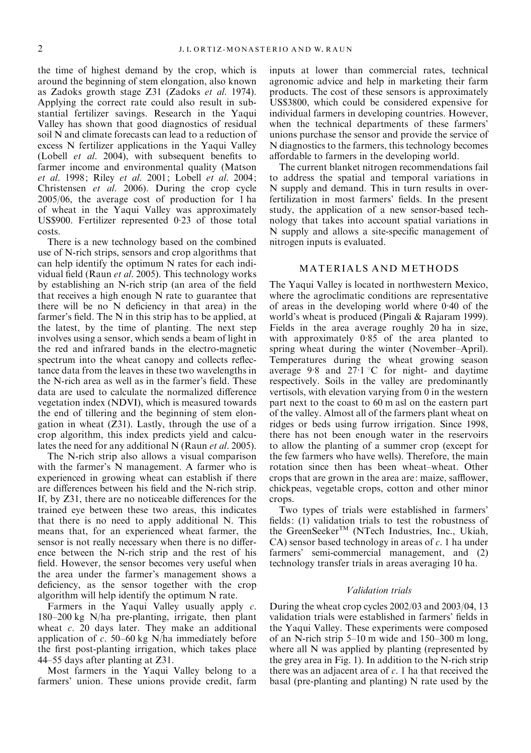the time of highest demand by the crop, which is around the beginning of stem elongation, also known as Zadoks growth stage Z31 (Zadoks *et al.* 1974). Applying the correct rate could also result in substantial fertilizer savings. Research in the Yaqui Valley has shown that good diagnostics of residual soil N and climate forecasts can lead to a reduction of excess N fertilizer applications in the Yaqui Valley (Lobell *et al.* 2004), with subsequent benefits to farmer income and environmental quality (Matson *et al.* 1998; Riley *et al.* 2001; Lobell *et al.* 2004; Christensen *et al.* 2006). During the crop cycle 2005/06, the average cost of production for 1 ha of wheat in the Yaqui Valley was approximately US$900. Fertilizer represented 0·23 of those total costs.

There is a new technology based on the combined use of N-rich strips, sensors and crop algorithms that can help identify the optimum N rates for each individual field (Raun *et al.* 2005). This technology works by establishing an N-rich strip (an area of the field that receives a high enough N rate to guarantee that there will be no N deficiency in that area) in the farmer's field. The N in this strip has to be applied, at the latest, by the time of planting. The next step involves using a sensor, which sends a beam of light in the red and infrared bands in the electro-magnetic spectrum into the wheat canopy and collects reflectance data from the leaves in these two wavelengths in the N-rich area as well as in the farmer's field. These data are used to calculate the normalized difference vegetation index (NDVI), which is measured towards the end of tillering and the beginning of stem elongation in wheat (Z31). Lastly, through the use of a crop algorithm, this index predicts yield and calculates the need for any additional N (Raun *et al.* 2005).

The N-rich strip also allows a visual comparison with the farmer's N management. A farmer who is experienced in growing wheat can establish if there are differences between his field and the N-rich strip. If, by Z31, there are no noticeable differences for the trained eye between these two areas, this indicates that there is no need to apply additional N. This means that, for an experienced wheat farmer, the sensor is not really necessary when there is no difference between the N-rich strip and the rest of his field. However, the sensor becomes very useful when the area under the farmer's management shows a deficiency, as the sensor together with the crop algorithm will help identify the optimum N rate.

Farmers in the Yaqui Valley usually apply *c.* 180–200 kg N/ha pre-planting, irrigate, then plant wheat *c.* 20 days later. They make an additional application of *c.* 50–60 kg N/ha immediately before the first post-planting irrigation, which takes place 44–55 days after planting at Z31.

Most farmers in the Yaqui Valley belong to a farmers' union. These unions provide credit, farm inputs at lower than commercial rates, technical agronomic advice and help in marketing their farm products. The cost of these sensors is approximately US$3800, which could be considered expensive for individual farmers in developing countries. However, when the technical departments of these farmers' unions purchase the sensor and provide the service of N diagnostics to the farmers, this technology becomes affordable to farmers in the developing world.

The current blanket nitrogen recommendations fail to address the spatial and temporal variations in N supply and demand. This in turn results in overfertilization in most farmers' fields. In the present study, the application of a new sensor-based technology that takes into account spatial variations in N supply and allows a site-specific management of nitrogen inputs is evaluated.

## MATERIALS AND METHODS

The Yaqui Valley is located in northwestern Mexico, where the agroclimatic conditions are representative of areas in the developing world where 0·40 of the world's wheat is produced (Pingali & Rajaram 1999). Fields in the area average roughly 20 ha in size, with approximately 0·85 of the area planted to spring wheat during the winter (November–April). Temperatures during the wheat growing season average 9·8 and 27·1 °C for night- and daytime respectively. Soils in the valley are predominantly vertisols, with elevation varying from 0 in the western part next to the coast to 60 m asl on the eastern part of the valley. Almost all of the farmers plant wheat on ridges or beds using furrow irrigation. Since 1998, there has not been enough water in the reservoirs to allow the planting of a summer crop (except for the few farmers who have wells). Therefore, the main rotation since then has been wheat–wheat. Other crops that are grown in the area are: maize, safflower, chickpeas, vegetable crops, cotton and other minor crops.

Two types of trials were established in farmers' fields: (1) validation trials to test the robustness of the GreenSeeker™ (NTech Industries, Inc., Ukiah, CA) sensor based technology in areas of *c.* 1 ha under farmers' semi-commercial management, and (2) technology transfer trials in areas averaging 10 ha.

### *Validation trials*

During the wheat crop cycles 2002/03 and 2003/04, 13 validation trials were established in farmers' fields in the Yaqui Valley. These experiments were composed of an N-rich strip 5–10 m wide and 150–300 m long, where all N was applied by planting (represented by the grey area in Fig. 1). In addition to the N-rich strip there was an adjacent area of *c.* 1 ha that received the basal (pre-planting and planting) N rate used by the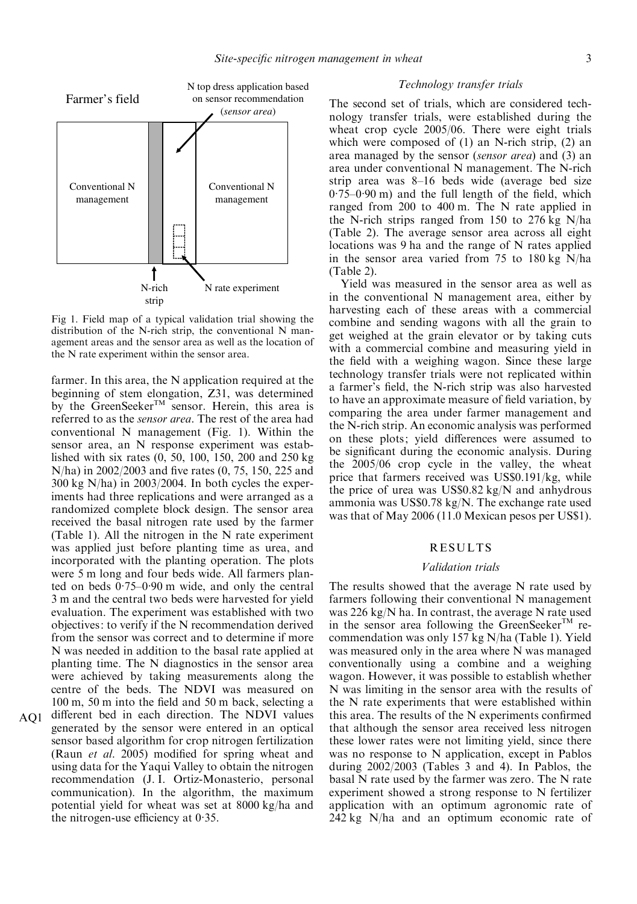Farmer's field

N top dress application based on sensor recommendation (*sensor area*)

Conventional N management

Conventional N management

N-rich strip

N rate experiment

Fig 1. Field map of a typical validation trial showing the distribution of the N-rich strip, the conventional N management areas and the sensor area as well as the location of the N rate experiment within the sensor area.

farmer. In this area, the N application required at the beginning of stem elongation, Z31, was determined by the GreenSeeker™ sensor. Herein, this area is referred to as the *sensor area*. The rest of the area had conventional N management (Fig. 1). Within the sensor area, an N response experiment was established with six rates (0, 50, 100, 150, 200 and 250 kg N/ha) in 2002/2003 and five rates (0, 75, 150, 225 and 300 kg N/ha) in 2003/2004. In both cycles the experiments had three replications and were arranged as a randomized complete block design. The sensor area received the basal nitrogen rate used by the farmer (Table 1). All the nitrogen in the N rate experiment was applied just before planting time as urea, and incorporated with the planting operation. The plots were 5 m long and four beds wide. All farmers planted on beds 0·75–0·90 m wide, and only the central 3 m and the central two beds were harvested for yield evaluation. The experiment was established with two objectives: to verify if the N recommendation derived from the sensor was correct and to determine if more N was needed in addition to the basal rate applied at planting time. The N diagnostics in the sensor area were achieved by taking measurements along the centre of the beds. The NDVI was measured on 100 m, 50 m into the field and 50 m back, selecting a different bed in each direction. The NDVI values generated by the sensor were entered in an optical sensor based algorithm for crop nitrogen fertilization (Raun *et al*. 2005) modified for spring wheat and using data for the Yaqui Valley to obtain the nitrogen recommendation (J. I. Ortiz-Monasterio, personal communication). In the algorithm, the maximum potential yield for wheat was set at 8000 kg/ha and the nitrogen-use efficiency at 0·35.

### *Technology transfer trials*

The second set of trials, which are considered technology transfer trials, were established during the wheat crop cycle 2005/06. There were eight trials which were composed of (1) an N-rich strip, (2) an area managed by the sensor (*sensor area*) and (3) an area under conventional N management. The N-rich strip area was 8–16 beds wide (average bed size 0·75–0·90 m) and the full length of the field, which ranged from 200 to 400 m. The N rate applied in the N-rich strips ranged from 150 to 276 kg N/ha (Table 2). The average sensor area across all eight locations was 9 ha and the range of N rates applied in the sensor area varied from 75 to 180 kg N/ha (Table 2).

Yield was measured in the sensor area as well as in the conventional N management area, either by harvesting each of these areas with a commercial combine and sending wagons with all the grain to get weighed at the grain elevator or by taking cuts with a commercial combine and measuring yield in the field with a weighing wagon. Since these large technology transfer trials were not replicated within a farmer's field, the N-rich strip was also harvested to have an approximate measure of field variation, by comparing the area under farmer management and the N-rich strip. An economic analysis was performed on these plots; yield differences were assumed to be significant during the economic analysis. During the 2005/06 crop cycle in the valley, the wheat price that farmers received was US\$0.191/kg, while the price of urea was US\$0.82 kg/N and anhydrous ammonia was US\$0.78 kg/N. The exchange rate used was that of May 2006 (11.0 Mexican pesos per US\$1).

## RESULTS

### *Validation trials*

The results showed that the average N rate used by farmers following their conventional N management was 226 kg/N ha. In contrast, the average N rate used in the sensor area following the GreenSeeker™ recommendation was only 157 kg N/ha (Table 1). Yield was measured only in the area where N was managed conventionally using a combine and a weighing wagon. However, it was possible to establish whether N was limiting in the sensor area with the results of the N rate experiments that were established within this area. The results of the N experiments confirmed that although the sensor area received less nitrogen these lower rates were not limiting yield, since there was no response to N application, except in Pablos during 2002/2003 (Tables 3 and 4). In Pablos, the basal N rate used by the farmer was zero. The N rate experiment showed a strong response to N fertilizer application with an optimum agronomic rate of 242 kg N/ha and an optimum economic rate of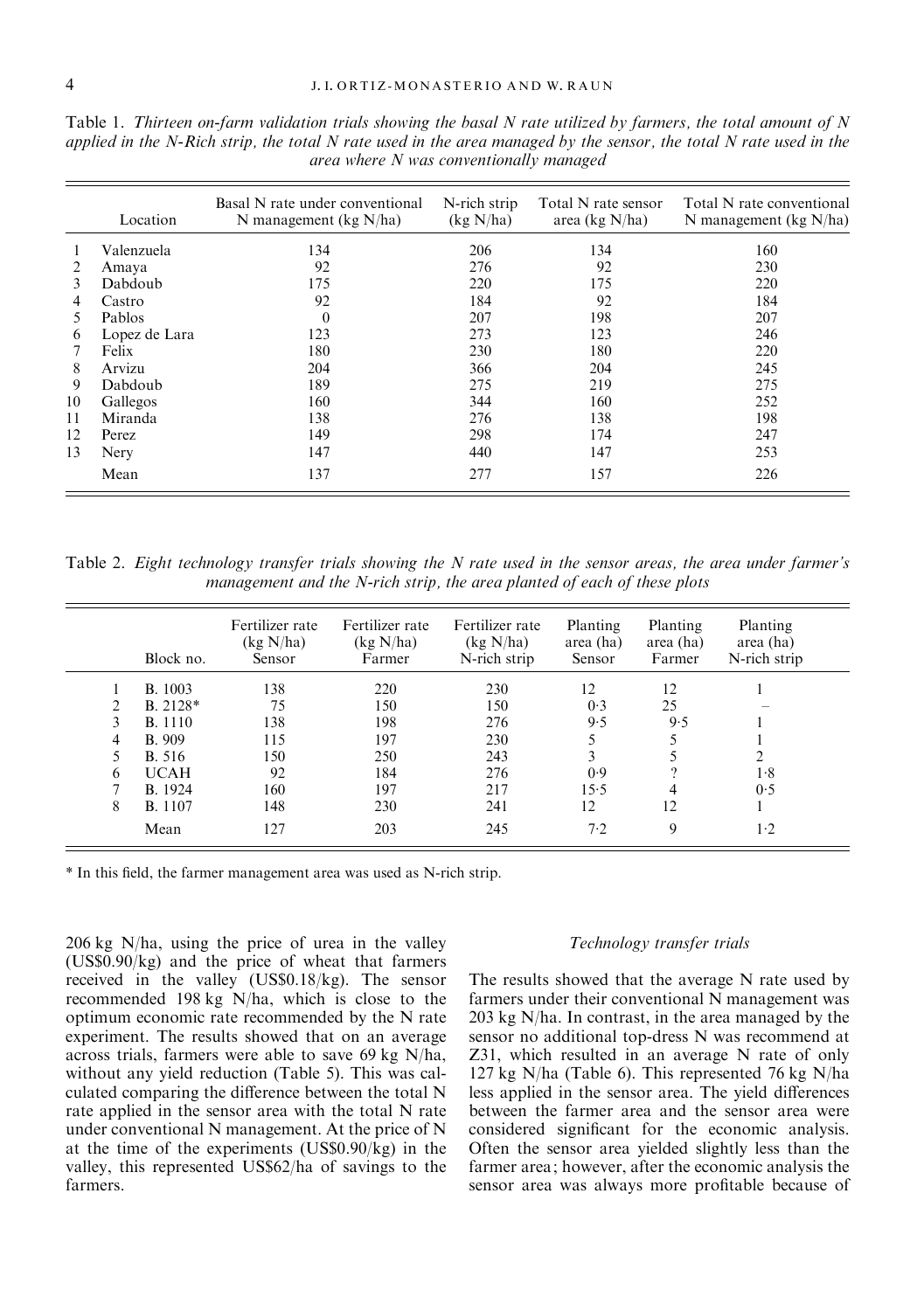Table 1. *Thirteen on-farm validation trials showing the basal N rate utilized by farmers, the total amount of N applied in the N-Rich strip, the total N rate used in the area managed by the sensor, the total N rate used in the area where N was conventionally managed*

| | Location | Basal N rate under conventional N management (kg N/ha) | N-rich strip (kg N/ha) | Total N rate sensor area (kg N/ha) | Total N rate conventional N management (kg N/ha) |
|---|---|---|---|---|---|
| 1 | Valenzuela | 134 | 206 | 134 | 160 |
| 2 | Amaya | 92 | 276 | 92 | 230 |
| 3 | Dabdoub | 175 | 220 | 175 | 220 |
| 4 | Castro | 92 | 184 | 92 | 184 |
| 5 | Pablos | 0 | 207 | 198 | 207 |
| 6 | Lopez de Lara | 123 | 273 | 123 | 246 |
| 7 | Felix | 180 | 230 | 180 | 220 |
| 8 | Arvizu | 204 | 366 | 204 | 245 |
| 9 | Dabdoub | 189 | 275 | 219 | 275 |
| 10 | Gallegos | 160 | 344 | 160 | 252 |
| 11 | Miranda | 138 | 276 | 138 | 198 |
| 12 | Perez | 149 | 298 | 174 | 247 |
| 13 | Nery | 147 | 440 | 147 | 253 |
| | Mean | 137 | 277 | 157 | 226 |

Table 2. *Eight technology transfer trials showing the N rate used in the sensor areas, the area under farmer's management and the N-rich strip, the area planted of each of these plots*

| | Block no. | Fertilizer rate (kg N/ha) Sensor | Fertilizer rate (kg N/ha) Farmer | Fertilizer rate (kg N/ha) N-rich strip | Planting area (ha) Sensor | Planting area (ha) Farmer | Planting area (ha) N-rich strip |
|---|---|---|---|---|---|---|---|
| 1 | B. 1003 | 138 | 220 | 230 | 12 | 12 | 1 |
| 2 | B. 2128* | 75 | 150 | 150 | 0·3 | 25 | – |
| 3 | B. 1110 | 138 | 198 | 276 | 9·5 | 9·5 | 1 |
| 4 | B. 909 | 115 | 197 | 230 | 5 | 5 | 1 |
| 5 | B. 516 | 150 | 250 | 243 | 3 | 5 | 2 |
| 6 | UCAH | 92 | 184 | 276 | 0·9 | ? | 1·8 |
| 7 | B. 1924 | 160 | 197 | 217 | 15·5 | 4 | 0·5 |
| 8 | B. 1107 | 148 | 230 | 241 | 12 | 12 | 1 |
| | Mean | 127 | 203 | 245 | 7·2 | 9 | 1·2 |

\* In this field, the farmer management area was used as N-rich strip.

206 kg N/ha, using the price of urea in the valley (US$0.90/kg) and the price of wheat that farmers received in the valley (US$0.18/kg). The sensor recommended 198 kg N/ha, which is close to the optimum economic rate recommended by the N rate experiment. The results showed that on an average across trials, farmers were able to save 69 kg N/ha, without any yield reduction (Table 5). This was calculated comparing the difference between the total N rate applied in the sensor area with the total N rate under conventional N management. At the price of N at the time of the experiments (US$0.90/kg) in the valley, this represented US$62/ha of savings to the farmers.

### *Technology transfer trials*

The results showed that the average N rate used by farmers under their conventional N management was 203 kg N/ha. In contrast, in the area managed by the sensor no additional top-dress N was recommend at Z31, which resulted in an average N rate of only 127 kg N/ha (Table 6). This represented 76 kg N/ha less applied in the sensor area. The yield differences between the farmer area and the sensor area were considered significant for the economic analysis. Often the sensor area yielded slightly less than the farmer area; however, after the economic analysis the sensor area was always more profitable because of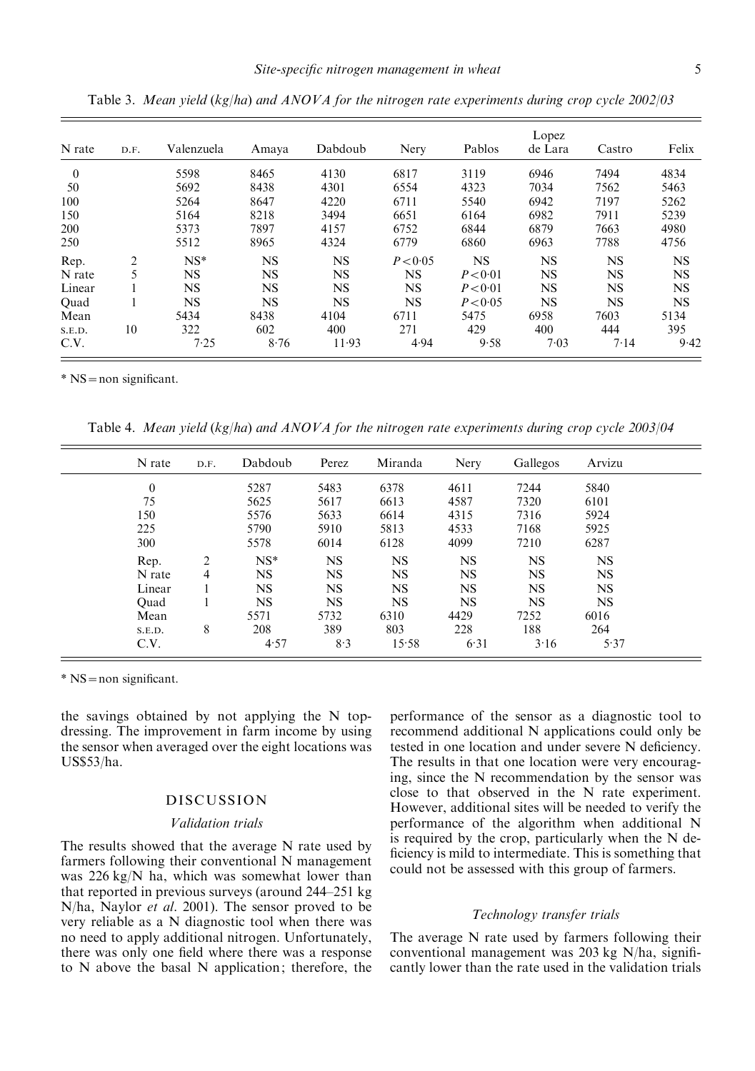Table 3. *Mean yield (kg/ha) and ANOVA for the nitrogen rate experiments during crop cycle 2002/03*

| N rate | D.F. | Valenzuela | Amaya | Dabdoub | Nery | Pablos | Lopez de Lara | Castro | Felix |
|---|---|---|---|---|---|---|---|---|---|
| 0 | | 5598 | 8465 | 4130 | 6817 | 3119 | 6946 | 7494 | 4834 |
| 50 | | 5692 | 8438 | 4301 | 6554 | 4323 | 7034 | 7562 | 5463 |
| 100 | | 5264 | 8647 | 4220 | 6711 | 5540 | 6942 | 7197 | 5262 |
| 150 | | 5164 | 8218 | 3494 | 6651 | 6164 | 6982 | 7911 | 5239 |
| 200 | | 5373 | 7897 | 4157 | 6752 | 6844 | 6879 | 7663 | 4980 |
| 250 | | 5512 | 8965 | 4324 | 6779 | 6860 | 6963 | 7788 | 4756 |
| Rep. | 2 | NS* | NS | NS | $P<0.05$ | NS | NS | NS | NS |
| N rate | 5 | NS | NS | NS | NS | $P<0.01$ | NS | NS | NS |
| Linear | 1 | NS | NS | NS | NS | $P<0.01$ | NS | NS | NS |
| Quad | 1 | NS | NS | NS | NS | $P<0.05$ | NS | NS | NS |
| Mean | | 5434 | 8438 | 4104 | 6711 | 5475 | 6958 | 7603 | 5134 |
| S.E.D. | 10 | 322 | 602 | 400 | 271 | 429 | 400 | 444 | 395 |
| C.V. | | 7·25 | 8·76 | 11·93 | 4·94 | 9·58 | 7·03 | 7·14 | 9·42 |

\* NS = non significant.

Table 4. *Mean yield (kg/ha) and ANOVA for the nitrogen rate experiments during crop cycle 2003/04*

| N rate | D.F. | Dabdoub | Perez | Miranda | Nery | Gallegos | Arvizu |
|---|---|---|---|---|---|---|---|
| 0 | | 5287 | 5483 | 6378 | 4611 | 7244 | 5840 |
| 75 | | 5625 | 5617 | 6613 | 4587 | 7320 | 6101 |
| 150 | | 5576 | 5633 | 6614 | 4315 | 7316 | 5924 |
| 225 | | 5790 | 5910 | 5813 | 4533 | 7168 | 5925 |
| 300 | | 5578 | 6014 | 6128 | 4099 | 7210 | 6287 |
| Rep. | 2 | NS* | NS | NS | NS | NS | NS |
| N rate | 4 | NS | NS | NS | NS | NS | NS |
| Linear | 1 | NS | NS | NS | NS | NS | NS |
| Quad | 1 | NS | NS | NS | NS | NS | NS |
| Mean | | 5571 | 5732 | 6310 | 4429 | 7252 | 6016 |
| S.E.D. | 8 | 208 | 389 | 803 | 228 | 188 | 264 |
| C.V. | | 4·57 | 8·3 | 15·58 | 6·31 | 3·16 | 5·37 |

\* NS = non significant.

the savings obtained by not applying the N top-dressing. The improvement in farm income by using the sensor when averaged over the eight locations was US$53/ha.

## DISCUSSION

### *Validation trials*

The results showed that the average N rate used by farmers following their conventional N management was 226 kg/N ha, which was somewhat lower than that reported in previous surveys (around 244–251 kg N/ha, Naylor *et al*. 2001). The sensor proved to be very reliable as a N diagnostic tool when there was no need to apply additional nitrogen. Unfortunately, there was only one field where there was a response to N above the basal N application; therefore, the performance of the sensor as a diagnostic tool to recommend additional N applications could only be tested in one location and under severe N deficiency. The results in that one location were very encouraging, since the N recommendation by the sensor was close to that observed in the N rate experiment. However, additional sites will be needed to verify the performance of the algorithm when additional N is required by the crop, particularly when the N deficiency is mild to intermediate. This is something that could not be assessed with this group of farmers.

### *Technology transfer trials*

The average N rate used by farmers following their conventional management was 203 kg N/ha, significantly lower than the rate used in the validation trials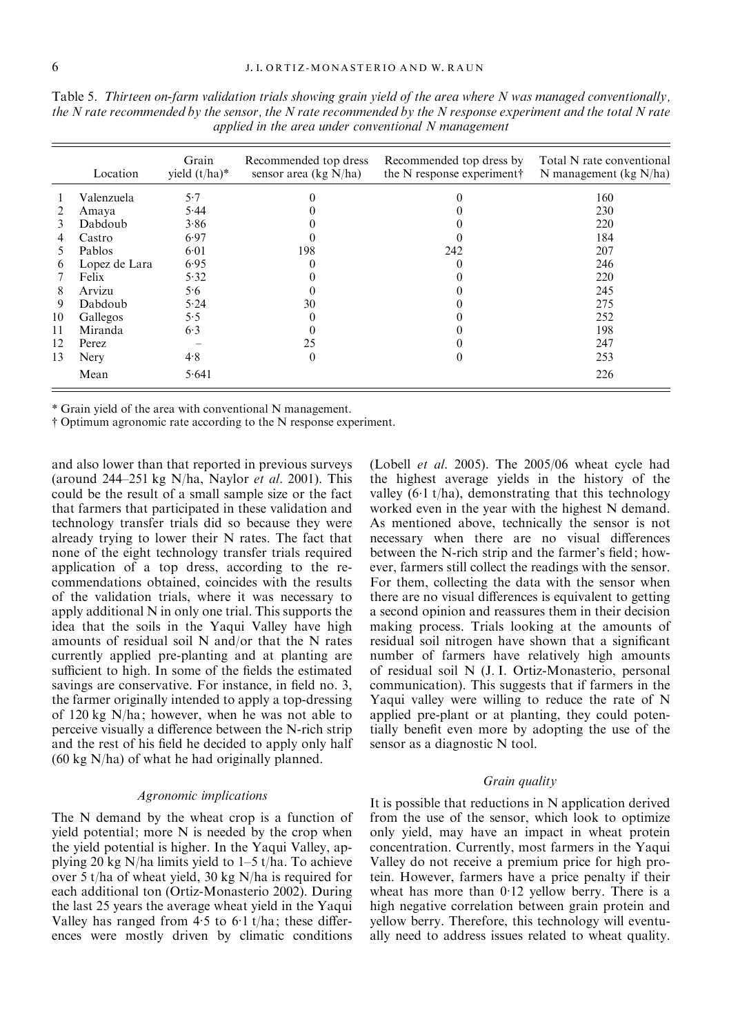Table 5. *Thirteen on-farm validation trials showing grain yield of the area where N was managed conventionally, the N rate recommended by the sensor, the N rate recommended by the N response experiment and the total N rate applied in the area under conventional N management*

| | Location | Grain yield (t/ha)* | Recommended top dress sensor area (kg N/ha) | Recommended top dress by the N response experiment† | Total N rate conventional N management (kg N/ha) |
|---|---|---|---|---|---|
| 1 | Valenzuela | 5·7 | 0 | 0 | 160 |
| 2 | Amaya | 5·44 | 0 | 0 | 230 |
| 3 | Dabdoub | 3·86 | 0 | 0 | 220 |
| 4 | Castro | 6·97 | 0 | 0 | 184 |
| 5 | Pablos | 6·01 | 198 | 242 | 207 |
| 6 | Lopez de Lara | 6·95 | 0 | 0 | 246 |
| 7 | Felix | 5·32 | 0 | 0 | 220 |
| 8 | Arvizu | 5·6 | 0 | 0 | 245 |
| 9 | Dabdoub | 5·24 | 30 | 0 | 275 |
| 10 | Gallegos | 5·5 | 0 | 0 | 252 |
| 11 | Miranda | 6·3 | 0 | 0 | 198 |
| 12 | Perez | – | 25 | 0 | 247 |
| 13 | Nery | 4·8 | 0 | 0 | 253 |
| | Mean | 5·641 | | | 226 |

\* Grain yield of the area with conventional N management.

† Optimum agronomic rate according to the N response experiment.

and also lower than that reported in previous surveys (around 244–251 kg N/ha, Naylor *et al*. 2001). This could be the result of a small sample size or the fact that farmers that participated in these validation and technology transfer trials did so because they were already trying to lower their N rates. The fact that none of the eight technology transfer trials required application of a top dress, according to the recommendations obtained, coincides with the results of the validation trials, where it was necessary to apply additional N in only one trial. This supports the idea that the soils in the Yaqui Valley have high amounts of residual soil N and/or that the N rates currently applied pre-planting and at planting are sufficient to high. In some of the fields the estimated savings are conservative. For instance, in field no. 3, the farmer originally intended to apply a top-dressing of 120 kg N/ha; however, when he was not able to perceive visually a difference between the N-rich strip and the rest of his field he decided to apply only half (60 kg N/ha) of what he had originally planned.

### *Agronomic implications*

The N demand by the wheat crop is a function of yield potential; more N is needed by the crop when the yield potential is higher. In the Yaqui Valley, applying 20 kg N/ha limits yield to 1–5 t/ha. To achieve over 5 t/ha of wheat yield, 30 kg N/ha is required for each additional ton (Ortiz-Monasterio 2002). During the last 25 years the average wheat yield in the Yaqui Valley has ranged from 4·5 to 6·1 t/ha; these differences were mostly driven by climatic conditions (Lobell *et al*. 2005). The 2005/06 wheat cycle had the highest average yields in the history of the valley (6·1 t/ha), demonstrating that this technology worked even in the year with the highest N demand. As mentioned above, technically the sensor is not necessary when there are no visual differences between the N-rich strip and the farmer's field; however, farmers still collect the readings with the sensor. For them, collecting the data with the sensor when there are no visual differences is equivalent to getting a second opinion and reassures them in their decision making process. Trials looking at the amounts of residual soil nitrogen have shown that a significant number of farmers have relatively high amounts of residual soil N (J. I. Ortiz-Monasterio, personal communication). This suggests that if farmers in the Yaqui valley were willing to reduce the rate of N applied pre-plant or at planting, they could potentially benefit even more by adopting the use of the sensor as a diagnostic N tool.

### *Grain quality*

It is possible that reductions in N application derived from the use of the sensor, which look to optimize only yield, may have an impact in wheat protein concentration. Currently, most farmers in the Yaqui Valley do not receive a premium price for high protein. However, farmers have a price penalty if their wheat has more than 0·12 yellow berry. There is a high negative correlation between grain protein and yellow berry. Therefore, this technology will eventually need to address issues related to wheat quality.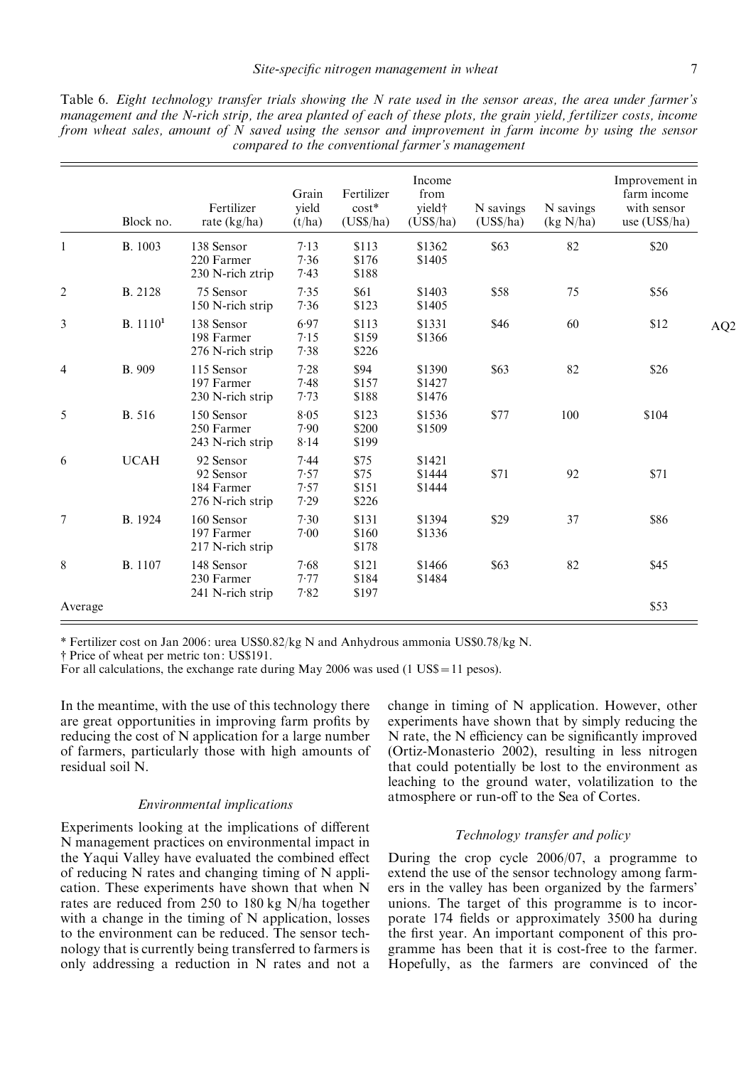Table 6. *Eight technology transfer trials showing the N rate used in the sensor areas, the area under farmer's management and the N-rich strip, the area planted of each of these plots, the grain yield, fertilizer costs, income from wheat sales, amount of N saved using the sensor and improvement in farm income by using the sensor compared to the conventional farmer's management*

| | Block no. | Fertilizer rate (kg/ha) | Grain yield (t/ha) | Fertilizer cost* (US$/ha) | Income from yield† (US$/ha) | N savings (US$/ha) | N savings (kg N/ha) | Improvement in farm income with sensor use (US$/ha) |
|---|---|---|---|---|---|---|---|---|
| 1 | B. 1003 | 138 Sensor<br>220 Farmer<br>230 N-rich ztrip | 7·13<br>7·36<br>7·43 | $113<br>$176<br>$188 | $1362<br>$1405 | $63 | 82 | $20 |
| 2 | B. 2128 | 75 Sensor<br>150 N-rich strip | 7·35<br>7·36 | $61<br>$123 | $1403<br>$1405 | $58 | 75 | $56 |
| 3 | B. 1110[1] | 138 Sensor<br>198 Farmer<br>276 N-rich strip | 6·97<br>7·15<br>7·38 | $113<br>$159<br>$226 | $1331<br>$1366 | $46 | 60 | $12 |
| 4 | B. 909 | 115 Sensor<br>197 Farmer<br>230 N-rich strip | 7·28<br>7·48<br>7·73 | $94<br>$157<br>$188 | $1390<br>$1427<br>$1476 | $63 | 82 | $26 |
| 5 | B. 516 | 150 Sensor<br>250 Farmer<br>243 N-rich strip | 8·05<br>7·90<br>8·14 | $123<br>$200<br>$199 | $1536<br>$1509 | $77 | 100 | $104 |
| 6 | UCAH | 92 Sensor<br>92 Sensor<br>184 Farmer<br>276 N-rich strip | 7·44<br>7·57<br>7·57<br>7·29 | $75<br>$75<br>$151<br>$226 | $1421<br>$1444<br>$1444 | $71 | 92 | $71 |
| 7 | B. 1924 | 160 Sensor<br>197 Farmer<br>217 N-rich strip | 7·30<br>7·00<br>7·00 | $131<br>$160<br>$178 | $1394<br>$1336 | $29 | 37 | $86 |
| 8 | B. 1107 | 148 Sensor<br>230 Farmer<br>241 N-rich strip | 7·68<br>7·77<br>7·82 | $121<br>$184<br>$197 | $1466<br>$1484 | $63 | 82 | $45 |
| Average | | | | | | | | $53 |

\* Fertilizer cost on Jan 2006: urea US$0.82/kg N and Anhydrous ammonia US$0.78/kg N.

† Price of wheat per metric ton: US$191.

For all calculations, the exchange rate during May 2006 was used (1 US$ = 11 pesos).

In the meantime, with the use of this technology there are great opportunities in improving farm profits by reducing the cost of N application for a large number of farmers, particularly those with high amounts of residual soil N.

### *Environmental implications*

Experiments looking at the implications of different N management practices on environmental impact in the Yaqui Valley have evaluated the combined effect of reducing N rates and changing timing of N application. These experiments have shown that when N rates are reduced from 250 to 180 kg N/ha together with a change in the timing of N application, losses to the environment can be reduced. The sensor technology that is currently being transferred to farmers is only addressing a reduction in N rates and not a change in timing of N application. However, other experiments have shown that by simply reducing the N rate, the N efficiency can be significantly improved (Ortiz-Monasterio 2002), resulting in less nitrogen that could potentially be lost to the environment as leaching to the ground water, volatilization to the atmosphere or run-off to the Sea of Cortes.

### *Technology transfer and policy*

During the crop cycle 2006/07, a programme to extend the use of the sensor technology among farmers in the valley has been organized by the farmers' unions. The target of this programme is to incorporate 174 fields or approximately 3500 ha during the first year. An important component of this programme has been that it is cost-free to the farmer. Hopefully, as the farmers are convinced of the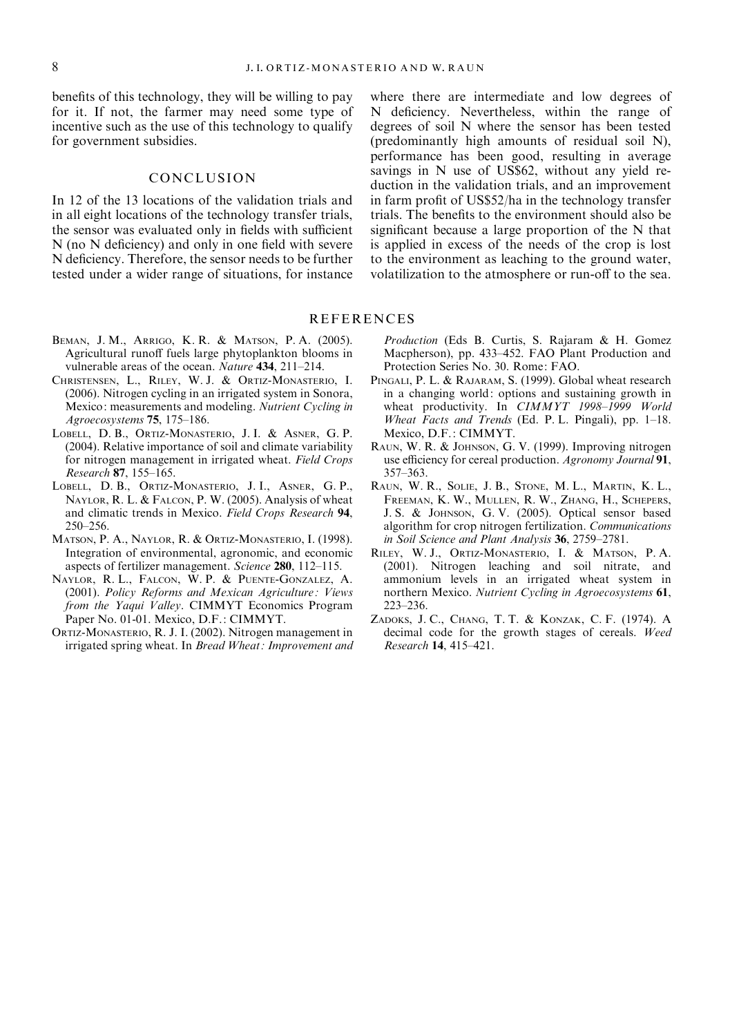benefits of this technology, they will be willing to pay for it. If not, the farmer may need some type of incentive such as the use of this technology to qualify for government subsidies.

## CONCLUSION

In 12 of the 13 locations of the validation trials and in all eight locations of the technology transfer trials, the sensor was evaluated only in fields with sufficient N (no N deficiency) and only in one field with severe N deficiency. Therefore, the sensor needs to be further tested under a wider range of situations, for instance where there are intermediate and low degrees of N deficiency. Nevertheless, within the range of degrees of soil N where the sensor has been tested (predominantly high amounts of residual soil N), performance has been good, resulting in average savings in N use of US$62, without any yield reduction in the validation trials, and an improvement in farm profit of US$52/ha in the technology transfer trials. The benefits to the environment should also be significant because a large proportion of the N that is applied in excess of the needs of the crop is lost to the environment as leaching to the ground water, volatilization to the atmosphere or run-off to the sea.

## REFERENCES

Beman, J. M., Arrigo, K. R. & Matson, P. A. (2005). Agricultural runoff fuels large phytoplankton blooms in vulnerable areas of the ocean. *Nature* **434**, 211–214.

Christensen, L., Riley, W. J. & Ortiz-Monasterio, I. (2006). Nitrogen cycling in an irrigated system in Sonora, Mexico: measurements and modeling. *Nutrient Cycling in Agroecosystems* **75**, 175–186.

Lobell, D. B., Ortiz-Monasterio, J. I. & Asner, G. P. (2004). Relative importance of soil and climate variability for nitrogen management in irrigated wheat. *Field Crops Research* **87**, 155–165.

Lobell, D. B., Ortiz-Monasterio, J. I., Asner, G. P., Naylor, R. L. & Falcon, P. W. (2005). Analysis of wheat and climatic trends in Mexico. *Field Crops Research* **94**, 250–256.

Matson, P. A., Naylor, R. & Ortiz-Monasterio, I. (1998). Integration of environmental, agronomic, and economic aspects of fertilizer management. *Science* **280**, 112–115.

Naylor, R. L., Falcon, W. P. & Puente-Gonzalez, A. (2001). *Policy Reforms and Mexican Agriculture: Views from the Yaqui Valley*. CIMMYT Economics Program Paper No. 01-01. Mexico, D.F.: CIMMYT.

Ortiz-Monasterio, R. J. I. (2002). Nitrogen management in irrigated spring wheat. In *Bread Wheat: Improvement and Production* (Eds B. Curtis, S. Rajaram & H. Gomez Macpherson), pp. 433–452. FAO Plant Production and Protection Series No. 30. Rome: FAO.

Pingali, P. L. & Rajaram, S. (1999). Global wheat research in a changing world: options and sustaining growth in wheat productivity. In *CIMMYT 1998–1999 World Wheat Facts and Trends* (Ed. P. L. Pingali), pp. 1–18. Mexico, D.F.: CIMMYT.

Raun, W. R. & Johnson, G. V. (1999). Improving nitrogen use efficiency for cereal production. *Agronomy Journal* **91**, 357–363.

Raun, W. R., Solie, J. B., Stone, M. L., Martin, K. L., Freeman, K. W., Mullen, R. W., Zhang, H., Schepers, J. S. & Johnson, G. V. (2005). Optical sensor based algorithm for crop nitrogen fertilization. *Communications in Soil Science and Plant Analysis* **36**, 2759–2781.

Riley, W. J., Ortiz-Monasterio, I. & Matson, P. A. (2001). Nitrogen leaching and soil nitrate, and ammonium levels in an irrigated wheat system in northern Mexico. *Nutrient Cycling in Agroecosystems* **61**, 223–236.

Zadoks, J. C., Chang, T. T. & Konzak, C. F. (1974). A decimal code for the growth stages of cereals. *Weed Research* **14**, 415–421.